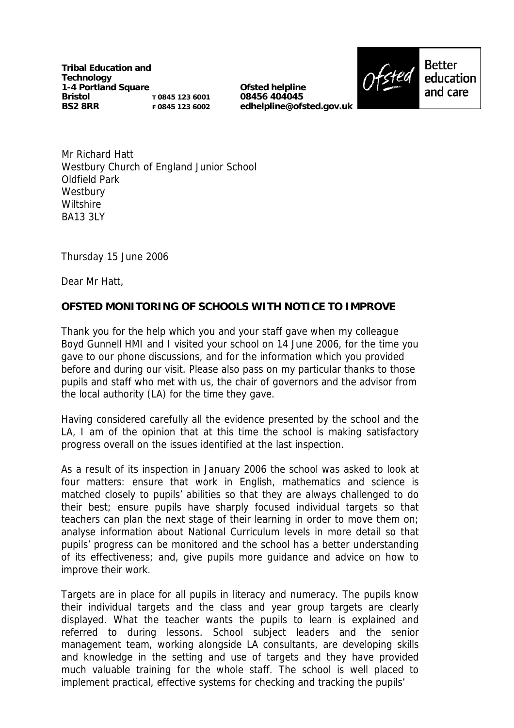**Tribal Education and Technology**
**1-4 Portland Square**
**Bristol** T 0845 123 6001
**BS2 8RR** F 0845 123 6002

**Ofsted helpline**
**08456 404045**
**edhelpline@ofsted.gov.uk**

Ofsted Better education and care

Mr Richard Hatt
Westbury Church of England Junior School
Oldfield Park
Westbury
Wiltshire
BA13 3LY

Thursday 15 June 2006

Dear Mr Hatt,

**OFSTED MONITORING OF SCHOOLS WITH NOTICE TO IMPROVE**

Thank you for the help which you and your staff gave when my colleague Boyd Gunnell HMI and I visited your school on 14 June 2006, for the time you gave to our phone discussions, and for the information which you provided before and during our visit. Please also pass on my particular thanks to those pupils and staff who met with us, the chair of governors and the advisor from the local authority (LA) for the time they gave.

Having considered carefully all the evidence presented by the school and the LA, I am of the opinion that at this time the school is making satisfactory progress overall on the issues identified at the last inspection.

As a result of its inspection in January 2006 the school was asked to look at four matters: ensure that work in English, mathematics and science is matched closely to pupils' abilities so that they are always challenged to do their best; ensure pupils have sharply focused individual targets so that teachers can plan the next stage of their learning in order to move them on; analyse information about National Curriculum levels in more detail so that pupils' progress can be monitored and the school has a better understanding of its effectiveness; and, give pupils more guidance and advice on how to improve their work.

Targets are in place for all pupils in literacy and numeracy. The pupils know their individual targets and the class and year group targets are clearly displayed. What the teacher wants the pupils to learn is explained and referred to during lessons. School subject leaders and the senior management team, working alongside LA consultants, are developing skills and knowledge in the setting and use of targets and they have provided much valuable training for the whole staff. The school is well placed to implement practical, effective systems for checking and tracking the pupils'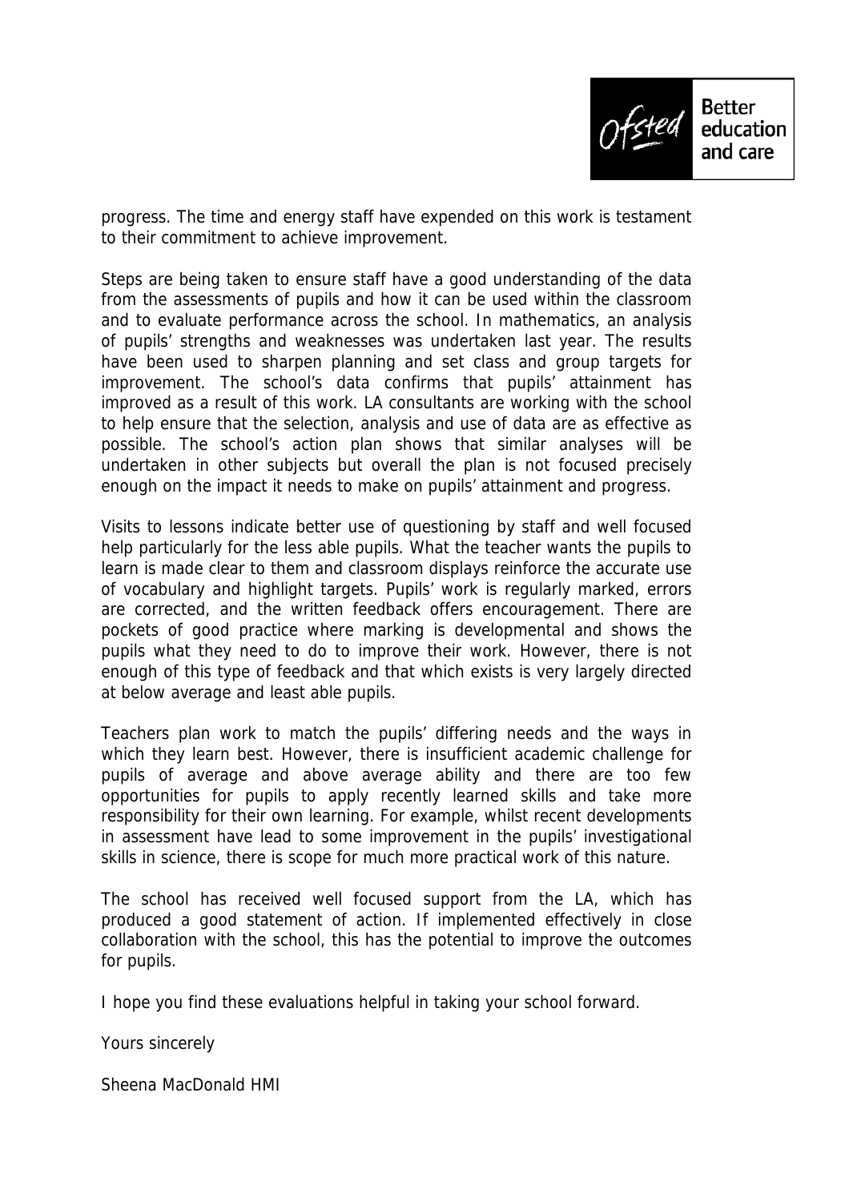progress. The time and energy staff have expended on this work is testament to their commitment to achieve improvement.

Steps are being taken to ensure staff have a good understanding of the data from the assessments of pupils and how it can be used within the classroom and to evaluate performance across the school. In mathematics, an analysis of pupils' strengths and weaknesses was undertaken last year. The results have been used to sharpen planning and set class and group targets for improvement. The school's data confirms that pupils' attainment has improved as a result of this work. LA consultants are working with the school to help ensure that the selection, analysis and use of data are as effective as possible. The school's action plan shows that similar analyses will be undertaken in other subjects but overall the plan is not focused precisely enough on the impact it needs to make on pupils' attainment and progress.

Visits to lessons indicate better use of questioning by staff and well focused help particularly for the less able pupils. What the teacher wants the pupils to learn is made clear to them and classroom displays reinforce the accurate use of vocabulary and highlight targets. Pupils' work is regularly marked, errors are corrected, and the written feedback offers encouragement. There are pockets of good practice where marking is developmental and shows the pupils what they need to do to improve their work. However, there is not enough of this type of feedback and that which exists is very largely directed at below average and least able pupils.

Teachers plan work to match the pupils' differing needs and the ways in which they learn best. However, there is insufficient academic challenge for pupils of average and above average ability and there are too few opportunities for pupils to apply recently learned skills and take more responsibility for their own learning. For example, whilst recent developments in assessment have lead to some improvement in the pupils' investigational skills in science, there is scope for much more practical work of this nature.

The school has received well focused support from the LA, which has produced a good statement of action. If implemented effectively in close collaboration with the school, this has the potential to improve the outcomes for pupils.

I hope you find these evaluations helpful in taking your school forward.

Yours sincerely

Sheena MacDonald HMI